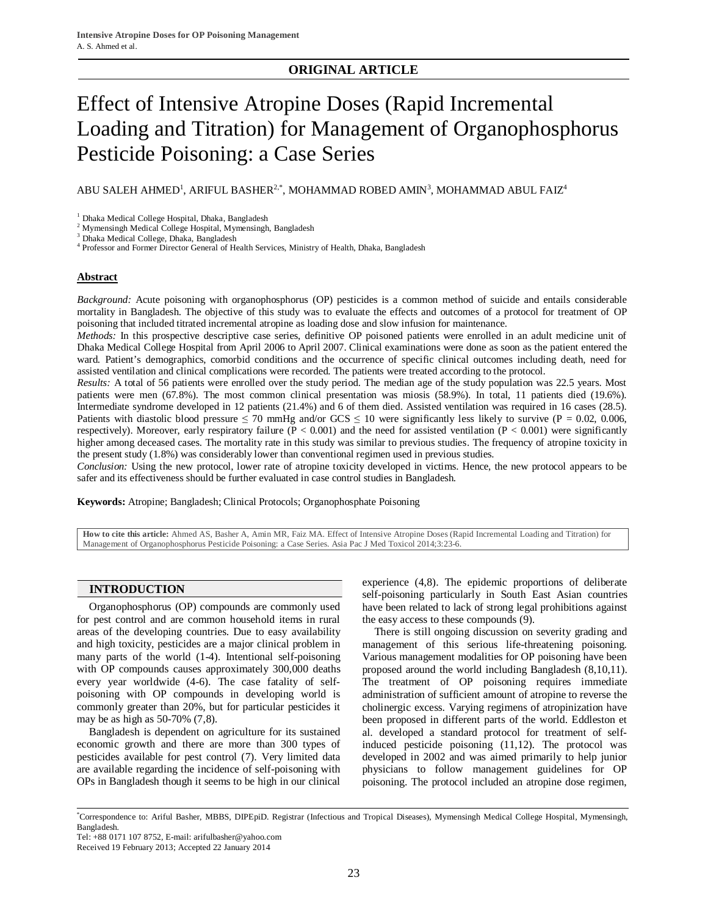**ORIGINAL ARTICLE**

# Effect of Intensive Atropine Doses (Rapid Incremental Loading and Titration) for Management of Organophosphorus Pesticide Poisoning: a Case Series

ABU SALEH AHMED[1], ARIFUL BASHER[2,*], MOHAMMAD ROBED AMIN[3], MOHAMMAD ABUL FAIZ[4]

[1] Dhaka Medical College Hospital, Dhaka, Bangladesh
[2] Mymensingh Medical College Hospital, Mymensingh, Bangladesh
[3] Dhaka Medical College, Dhaka, Bangladesh
[4] Professor and Former Director General of Health Services, Ministry of Health, Dhaka, Bangladesh

## Abstract

*Background:* Acute poisoning with organophosphorus (OP) pesticides is a common method of suicide and entails considerable mortality in Bangladesh. The objective of this study was to evaluate the effects and outcomes of a protocol for treatment of OP poisoning that included titrated incremental atropine as loading dose and slow infusion for maintenance.

*Methods:* In this prospective descriptive case series, definitive OP poisoned patients were enrolled in an adult medicine unit of Dhaka Medical College Hospital from April 2006 to April 2007. Clinical examinations were done as soon as the patient entered the ward. Patient's demographics, comorbid conditions and the occurrence of specific clinical outcomes including death, need for assisted ventilation and clinical complications were recorded. The patients were treated according to the protocol.

*Results:* A total of 56 patients were enrolled over the study period. The median age of the study population was 22.5 years. Most patients were men (67.8%). The most common clinical presentation was miosis (58.9%). In total, 11 patients died (19.6%). Intermediate syndrome developed in 12 patients (21.4%) and 6 of them died. Assisted ventilation was required in 16 cases (28.5). Patients with diastolic blood pressure $\leq$ 70 mmHg and/or GCS $\leq$ 10 were significantly less likely to survive ($P = 0.02$, 0.006, respectively). Moreover, early respiratory failure ($P < 0.001$) and the need for assisted ventilation ($P < 0.001$) were significantly higher among deceased cases. The mortality rate in this study was similar to previous studies. The frequency of atropine toxicity in the present study (1.8%) was considerably lower than conventional regimen used in previous studies.

*Conclusion:* Using the new protocol, lower rate of atropine toxicity developed in victims. Hence, the new protocol appears to be safer and its effectiveness should be further evaluated in case control studies in Bangladesh.

**Keywords:** Atropine; Bangladesh; Clinical Protocols; Organophosphate Poisoning

**How to cite this article:** Ahmed AS, Basher A, Amin MR, Faiz MA. Effect of Intensive Atropine Doses (Rapid Incremental Loading and Titration) for Management of Organophosphorus Pesticide Poisoning: a Case Series. Asia Pac J Med Toxicol 2014;3:23-6.

## INTRODUCTION

Organophosphorus (OP) compounds are commonly used for pest control and are common household items in rural areas of the developing countries. Due to easy availability and high toxicity, pesticides are a major clinical problem in many parts of the world (1-4). Intentional self-poisoning with OP compounds causes approximately 300,000 deaths every year worldwide (4-6). The case fatality of self-poisoning with OP compounds in developing world is commonly greater than 20%, but for particular pesticides it may be as high as 50-70% (7,8).

Bangladesh is dependent on agriculture for its sustained economic growth and there are more than 300 types of pesticides available for pest control (7). Very limited data are available regarding the incidence of self-poisoning with OPs in Bangladesh though it seems to be high in our clinical experience (4,8). The epidemic proportions of deliberate self-poisoning particularly in South East Asian countries have been related to lack of strong legal prohibitions against the easy access to these compounds (9).

There is still ongoing discussion on severity grading and management of this serious life-threatening poisoning. Various management modalities for OP poisoning have been proposed around the world including Bangladesh (8,10,11). The treatment of OP poisoning requires immediate administration of sufficient amount of atropine to reverse the cholinergic excess. Varying regimens of atropinization have been proposed in different parts of the world. Eddleston et al. developed a standard protocol for treatment of self-induced pesticide poisoning (11,12). The protocol was developed in 2002 and was aimed primarily to help junior physicians to follow management guidelines for OP poisoning. The protocol included an atropine dose regimen,

---

*Correspondence to: Ariful Basher, MBBS, DIPEpiD. Registrar (Infectious and Tropical Diseases), Mymensingh Medical College Hospital, Mymensingh, Bangladesh.
Tel: +88 0171 107 8752, E-mail: arifulbasher@yahoo.com
Received 19 February 2013; Accepted 22 January 2014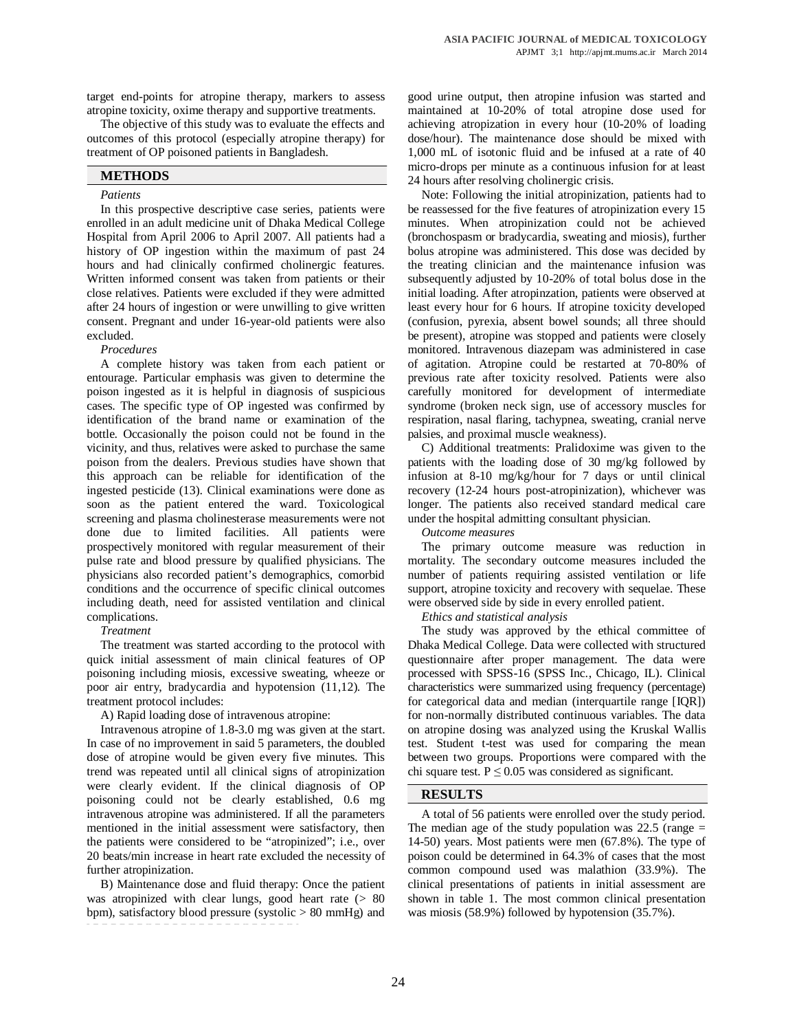target end-points for atropine therapy, markers to assess atropine toxicity, oxime therapy and supportive treatments.

The objective of this study was to evaluate the effects and outcomes of this protocol (especially atropine therapy) for treatment of OP poisoned patients in Bangladesh.

## METHODS

*Patients*

In this prospective descriptive case series, patients were enrolled in an adult medicine unit of Dhaka Medical College Hospital from April 2006 to April 2007. All patients had a history of OP ingestion within the maximum of past 24 hours and had clinically confirmed cholinergic features. Written informed consent was taken from patients or their close relatives. Patients were excluded if they were admitted after 24 hours of ingestion or were unwilling to give written consent. Pregnant and under 16-year-old patients were also excluded.

*Procedures*

A complete history was taken from each patient or entourage. Particular emphasis was given to determine the poison ingested as it is helpful in diagnosis of suspicious cases. The specific type of OP ingested was confirmed by identification of the brand name or examination of the bottle. Occasionally the poison could not be found in the vicinity, and thus, relatives were asked to purchase the same poison from the dealers. Previous studies have shown that this approach can be reliable for identification of the ingested pesticide (13). Clinical examinations were done as soon as the patient entered the ward. Toxicological screening and plasma cholinesterase measurements were not done due to limited facilities. All patients were prospectively monitored with regular measurement of their pulse rate and blood pressure by qualified physicians. The physicians also recorded patient's demographics, comorbid conditions and the occurrence of specific clinical outcomes including death, need for assisted ventilation and clinical complications.

*Treatment*

The treatment was started according to the protocol with quick initial assessment of main clinical features of OP poisoning including miosis, excessive sweating, wheeze or poor air entry, bradycardia and hypotension (11,12). The treatment protocol includes:

A) Rapid loading dose of intravenous atropine:

Intravenous atropine of 1.8-3.0 mg was given at the start. In case of no improvement in said 5 parameters, the doubled dose of atropine would be given every five minutes. This trend was repeated until all clinical signs of atropinization were clearly evident. If the clinical diagnosis of OP poisoning could not be clearly established, 0.6 mg intravenous atropine was administered. If all the parameters mentioned in the initial assessment were satisfactory, then the patients were considered to be "atropinized"; i.e., over 20 beats/min increase in heart rate excluded the necessity of further atropinization.

B) Maintenance dose and fluid therapy: Once the patient was atropinized with clear lungs, good heart rate (> 80 bpm), satisfactory blood pressure (systolic > 80 mmHg) and good urine output, then atropine infusion was started and maintained at 10-20% of total atropine dose used for achieving atropization in every hour (10-20% of loading dose/hour). The maintenance dose should be mixed with 1,000 mL of isotonic fluid and be infused at a rate of 40 micro-drops per minute as a continuous infusion for at least 24 hours after resolving cholinergic crisis.

Note: Following the initial atropinization, patients had to be reassessed for the five features of atropinization every 15 minutes. When atropinization could not be achieved (bronchospasm or bradycardia, sweating and miosis), further bolus atropine was administered. This dose was decided by the treating clinician and the maintenance infusion was subsequently adjusted by 10-20% of total bolus dose in the initial loading. After atropinzation, patients were observed at least every hour for 6 hours. If atropine toxicity developed (confusion, pyrexia, absent bowel sounds; all three should be present), atropine was stopped and patients were closely monitored. Intravenous diazepam was administered in case of agitation. Atropine could be restarted at 70-80% of previous rate after toxicity resolved. Patients were also carefully monitored for development of intermediate syndrome (broken neck sign, use of accessory muscles for respiration, nasal flaring, tachypnea, sweating, cranial nerve palsies, and proximal muscle weakness).

C) Additional treatments: Pralidoxime was given to the patients with the loading dose of 30 mg/kg followed by infusion at 8-10 mg/kg/hour for 7 days or until clinical recovery (12-24 hours post-atropinization), whichever was longer. The patients also received standard medical care under the hospital admitting consultant physician.

*Outcome measures*

The primary outcome measure was reduction in mortality. The secondary outcome measures included the number of patients requiring assisted ventilation or life support, atropine toxicity and recovery with sequelae. These were observed side by side in every enrolled patient.

*Ethics and statistical analysis*

The study was approved by the ethical committee of Dhaka Medical College. Data were collected with structured questionnaire after proper management. The data were processed with SPSS-16 (SPSS Inc., Chicago, IL). Clinical characteristics were summarized using frequency (percentage) for categorical data and median (interquartile range [IQR]) for non-normally distributed continuous variables. The data on atropine dosing was analyzed using the Kruskal Wallis test. Student t-test was used for comparing the mean between two groups. Proportions were compared with the chi square test. $P \leq 0.05$ was considered as significant.

## RESULTS

A total of 56 patients were enrolled over the study period. The median age of the study population was 22.5 (range = 14-50) years. Most patients were men (67.8%). The type of poison could be determined in 64.3% of cases that the most common compound used was malathion (33.9%). The clinical presentations of patients in initial assessment are shown in table 1. The most common clinical presentation was miosis (58.9%) followed by hypotension (35.7%).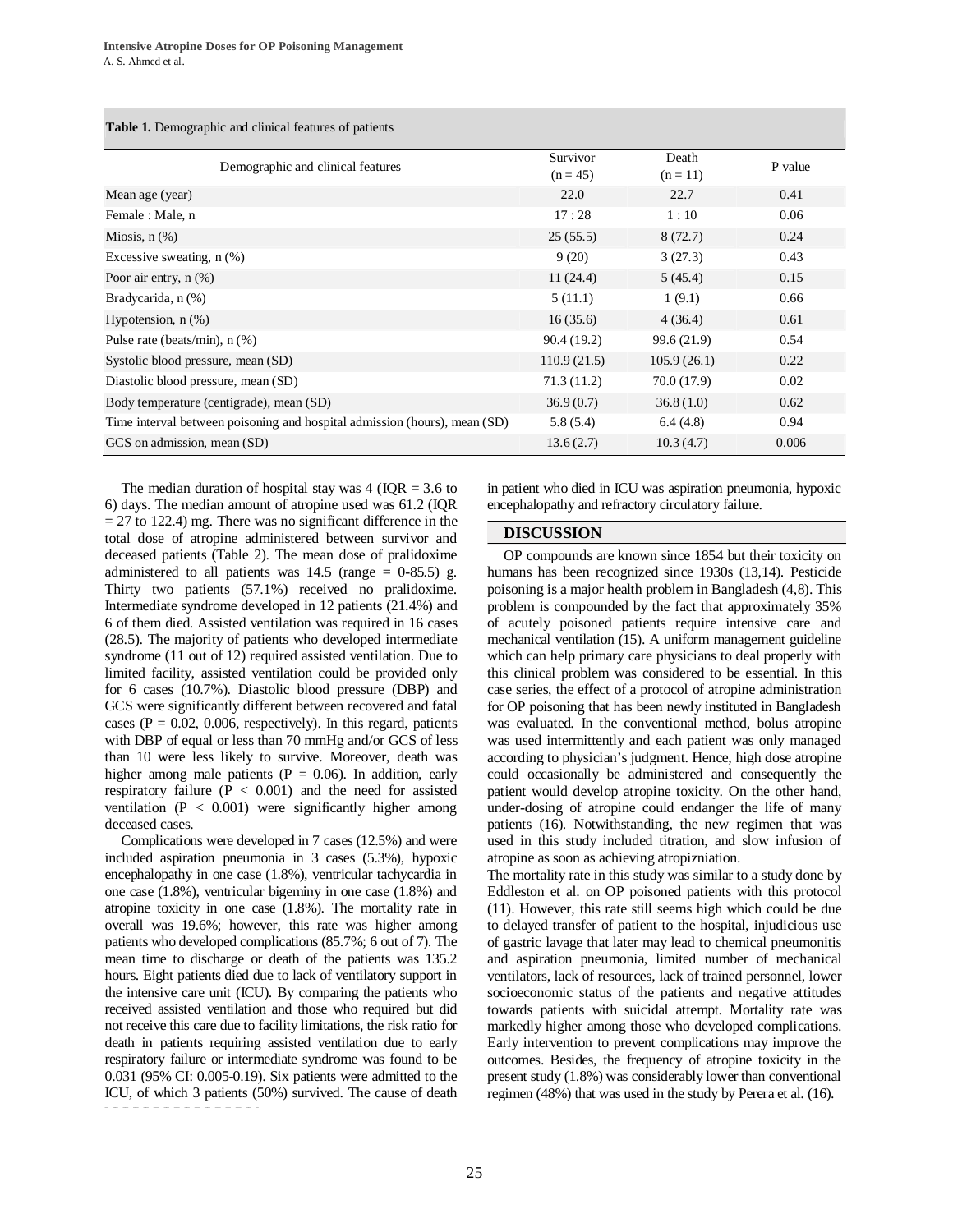**Table 1.** Demographic and clinical features of patients

| Demographic and clinical features | Survivor (n = 45) | Death (n = 11) | P value |
|---|---|---|---|
| Mean age (year) | 22.0 | 22.7 | 0.41 |
| Female : Male, n | 17 : 28 | 1 : 10 | 0.06 |
| Miosis, n (%) | 25 (55.5) | 8 (72.7) | 0.24 |
| Excessive sweating, n (%) | 9 (20) | 3 (27.3) | 0.43 |
| Poor air entry, n (%) | 11 (24.4) | 5 (45.4) | 0.15 |
| Bradycarida, n (%) | 5 (11.1) | 1 (9.1) | 0.66 |
| Hypotension, n (%) | 16 (35.6) | 4 (36.4) | 0.61 |
| Pulse rate (beats/min), n (%) | 90.4 (19.2) | 99.6 (21.9) | 0.54 |
| Systolic blood pressure, mean (SD) | 110.9 (21.5) | 105.9 (26.1) | 0.22 |
| Diastolic blood pressure, mean (SD) | 71.3 (11.2) | 70.0 (17.9) | 0.02 |
| Body temperature (centigrade), mean (SD) | 36.9 (0.7) | 36.8 (1.0) | 0.62 |
| Time interval between poisoning and hospital admission (hours), mean (SD) | 5.8 (5.4) | 6.4 (4.8) | 0.94 |
| GCS on admission, mean (SD) | 13.6 (2.7) | 10.3 (4.7) | 0.006 |

The median duration of hospital stay was 4 (IQR = 3.6 to 6) days. The median amount of atropine used was 61.2 (IQR = 27 to 122.4) mg. There was no significant difference in the total dose of atropine administered between survivor and deceased patients (Table 2). The mean dose of pralidoxime administered to all patients was 14.5 (range = 0-85.5) g. Thirty two patients (57.1%) received no pralidoxime. Intermediate syndrome developed in 12 patients (21.4%) and 6 of them died. Assisted ventilation was required in 16 cases (28.5). The majority of patients who developed intermediate syndrome (11 out of 12) required assisted ventilation. Due to limited facility, assisted ventilation could be provided only for 6 cases (10.7%). Diastolic blood pressure (DBP) and GCS were significantly different between recovered and fatal cases (P = 0.02, 0.006, respectively). In this regard, patients with DBP of equal or less than 70 mmHg and/or GCS of less than 10 were less likely to survive. Moreover, death was higher among male patients (P = 0.06). In addition, early respiratory failure ($P < 0.001$) and the need for assisted ventilation ($P < 0.001$) were significantly higher among deceased cases.

Complications were developed in 7 cases (12.5%) and were included aspiration pneumonia in 3 cases (5.3%), hypoxic encephalopathy in one case (1.8%), ventricular tachycardia in one case (1.8%), ventricular bigeminy in one case (1.8%) and atropine toxicity in one case (1.8%). The mortality rate in overall was 19.6%; however, this rate was higher among patients who developed complications (85.7%; 6 out of 7). The mean time to discharge or death of the patients was 135.2 hours. Eight patients died due to lack of ventilatory support in the intensive care unit (ICU). By comparing the patients who received assisted ventilation and those who required but did not receive this care due to facility limitations, the risk ratio for death in patients requiring assisted ventilation due to early respiratory failure or intermediate syndrome was found to be 0.031 (95% CI: 0.005-0.19). Six patients were admitted to the ICU, of which 3 patients (50%) survived. The cause of death in patient who died in ICU was aspiration pneumonia, hypoxic encephalopathy and refractory circulatory failure.

## DISCUSSION

OP compounds are known since 1854 but their toxicity on humans has been recognized since 1930s (13,14). Pesticide poisoning is a major health problem in Bangladesh (4,8). This problem is compounded by the fact that approximately 35% of acutely poisoned patients require intensive care and mechanical ventilation (15). A uniform management guideline which can help primary care physicians to deal properly with this clinical problem was considered to be essential. In this case series, the effect of a protocol of atropine administration for OP poisoning that has been newly instituted in Bangladesh was evaluated. In the conventional method, bolus atropine was used intermittently and each patient was only managed according to physician's judgment. Hence, high dose atropine could occasionally be administered and consequently the patient would develop atropine toxicity. On the other hand, under-dosing of atropine could endanger the life of many patients (16). Notwithstanding, the new regimen that was used in this study included titration, and slow infusion of atropine as soon as achieving atropizniation.

The mortality rate in this study was similar to a study done by Eddleston et al. on OP poisoned patients with this protocol (11). However, this rate still seems high which could be due to delayed transfer of patient to the hospital, injudicious use of gastric lavage that later may lead to chemical pneumonitis and aspiration pneumonia, limited number of mechanical ventilators, lack of resources, lack of trained personnel, lower socioeconomic status of the patients and negative attitudes towards patients with suicidal attempt. Mortality rate was markedly higher among those who developed complications. Early intervention to prevent complications may improve the outcomes. Besides, the frequency of atropine toxicity in the present study (1.8%) was considerably lower than conventional regimen (48%) that was used in the study by Perera et al. (16).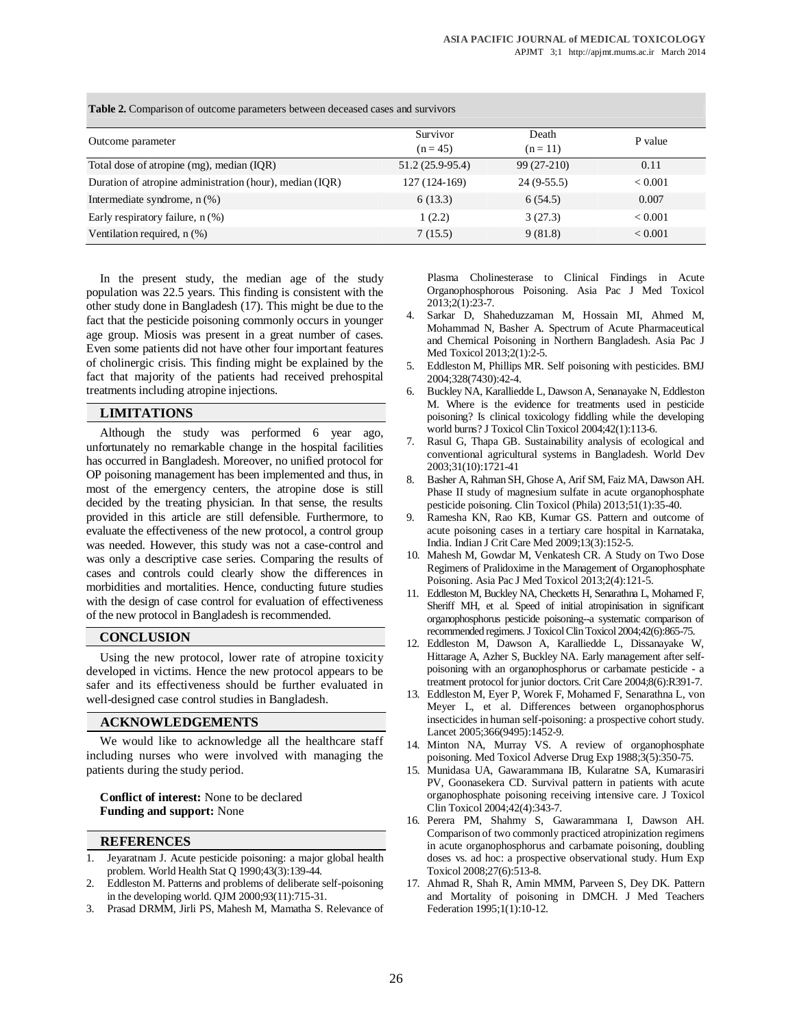**Table 2.** Comparison of outcome parameters between deceased cases and survivors

| Outcome parameter | Survivor (n = 45) | Death (n = 11) | P value |
|---|---|---|---|
| Total dose of atropine (mg), median (IQR) | 51.2 (25.9-95.4) | 99 (27-210) | 0.11 |
| Duration of atropine administration (hour), median (IQR) | 127 (124-169) | 24 (9-55.5) | < 0.001 |
| Intermediate syndrome, n (%) | 6 (13.3) | 6 (54.5) | 0.007 |
| Early respiratory failure, n (%) | 1 (2.2) | 3 (27.3) | < 0.001 |
| Ventilation required, n (%) | 7 (15.5) | 9 (81.8) | < 0.001 |

In the present study, the median age of the study population was 22.5 years. This finding is consistent with the other study done in Bangladesh (17). This might be due to the fact that the pesticide poisoning commonly occurs in younger age group. Miosis was present in a great number of cases. Even some patients did not have other four important features of cholinergic crisis. This finding might be explained by the fact that majority of the patients had received prehospital treatments including atropine injections.

## LIMITATIONS

Although the study was performed 6 year ago, unfortunately no remarkable change in the hospital facilities has occurred in Bangladesh. Moreover, no unified protocol for OP poisoning management has been implemented and thus, in most of the emergency centers, the atropine dose is still decided by the treating physician. In that sense, the results provided in this article are still defensible. Furthermore, to evaluate the effectiveness of the new protocol, a control group was needed. However, this study was not a case-control and was only a descriptive case series. Comparing the results of cases and controls could clearly show the differences in morbidities and mortalities. Hence, conducting future studies with the design of case control for evaluation of effectiveness of the new protocol in Bangladesh is recommended.

## CONCLUSION

Using the new protocol, lower rate of atropine toxicity developed in victims. Hence the new protocol appears to be safer and its effectiveness should be further evaluated in well-designed case control studies in Bangladesh.

## ACKNOWLEDGEMENTS

We would like to acknowledge all the healthcare staff including nurses who were involved with managing the patients during the study period.

**Conflict of interest:** None to be declared
**Funding and support:** None

## REFERENCES

1. Jeyaratnam J. Acute pesticide poisoning: a major global health problem. World Health Stat Q 1990;43(3):139-44.
2. Eddleston M. Patterns and problems of deliberate self-poisoning in the developing world. QJM 2000;93(11):715-31.
3. Prasad DRMM, Jirli PS, Mahesh M, Mamatha S. Relevance of Plasma Cholinesterase to Clinical Findings in Acute Organophosphorous Poisoning. Asia Pac J Med Toxicol 2013;2(1):23-7.
4. Sarkar D, Shaheduzzaman M, Hossain MI, Ahmed M, Mohammad N, Basher A. Spectrum of Acute Pharmaceutical and Chemical Poisoning in Northern Bangladesh. Asia Pac J Med Toxicol 2013;2(1):2-5.
5. Eddleston M, Phillips MR. Self poisoning with pesticides. BMJ 2004;328(7430):42-4.
6. Buckley NA, Karalliedde L, Dawson A, Senanayake N, Eddleston M. Where is the evidence for treatments used in pesticide poisoning? Is clinical toxicology fiddling while the developing world burns? J Toxicol Clin Toxicol 2004;42(1):113-6.
7. Rasul G, Thapa GB. Sustainability analysis of ecological and conventional agricultural systems in Bangladesh. World Dev 2003;31(10):1721-41
8. Basher A, Rahman SH, Ghose A, Arif SM, Faiz MA, Dawson AH. Phase II study of magnesium sulfate in acute organophosphate pesticide poisoning. Clin Toxicol (Phila) 2013;51(1):35-40.
9. Ramesha KN, Rao KB, Kumar GS. Pattern and outcome of acute poisoning cases in a tertiary care hospital in Karnataka, India. Indian J Crit Care Med 2009;13(3):152-5.
10. Mahesh M, Gowdar M, Venkatesh CR. A Study on Two Dose Regimens of Pralidoxime in the Management of Organophosphate Poisoning. Asia Pac J Med Toxicol 2013;2(4):121-5.
11. Eddleston M, Buckley NA, Checketts H, Senarathna L, Mohamed F, Sheriff MH, et al. Speed of initial atropinisation in significant organophosphorus pesticide poisoning--a systematic comparison of recommended regimens. J Toxicol Clin Toxicol 2004;42(6):865-75.
12. Eddleston M, Dawson A, Karalliedde L, Dissanayake W, Hittarage A, Azher S, Buckley NA. Early management after self-poisoning with an organophosphorus or carbamate pesticide - a treatment protocol for junior doctors. Crit Care 2004;8(6):R391-7.
13. Eddleston M, Eyer P, Worek F, Mohamed F, Senarathna L, von Meyer L, et al. Differences between organophosphorus insecticides in human self-poisoning: a prospective cohort study. Lancet 2005;366(9495):1452-9.
14. Minton NA, Murray VS. A review of organophosphate poisoning. Med Toxicol Adverse Drug Exp 1988;3(5):350-75.
15. Munidasa UA, Gawarammana IB, Kularatne SA, Kumarasiri PV, Goonasekera CD. Survival pattern in patients with acute organophosphate poisoning receiving intensive care. J Toxicol Clin Toxicol 2004;42(4):343-7.
16. Perera PM, Shahmy S, Gawarammana I, Dawson AH. Comparison of two commonly practiced atropinization regimens in acute organophosphorus and carbamate poisoning, doubling doses vs. ad hoc: a prospective observational study. Hum Exp Toxicol 2008;27(6):513-8.
17. Ahmad R, Shah R, Amin MMM, Parveen S, Dey DK. Pattern and Mortality of poisoning in DMCH. J Med Teachers Federation 1995;1(1):10-12.